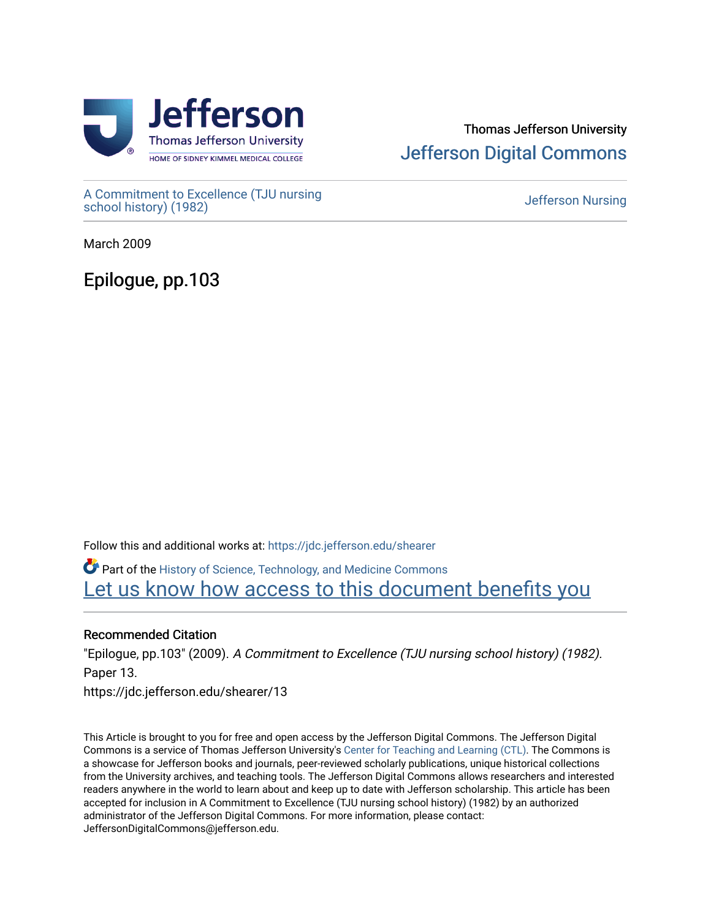Thomas Jefferson University

Jefferson Digital Commons

A Commitment to Excellence (TJU nursing school history) (1982)

Jefferson Nursing

March 2009

# Epilogue, pp.103

Follow this and additional works at: https://jdc.jefferson.edu/shearer

Part of the History of Science, Technology, and Medicine Commons

Let us know how access to this document benefits you

## Recommended Citation

"Epilogue, pp.103" (2009). *A Commitment to Excellence (TJU nursing school history) (1982).* Paper 13.
https://jdc.jefferson.edu/shearer/13

This Article is brought to you for free and open access by the Jefferson Digital Commons. The Jefferson Digital Commons is a service of Thomas Jefferson University's Center for Teaching and Learning (CTL). The Commons is a showcase for Jefferson books and journals, peer-reviewed scholarly publications, unique historical collections from the University archives, and teaching tools. The Jefferson Digital Commons allows researchers and interested readers anywhere in the world to learn about and keep up to date with Jefferson scholarship. This article has been accepted for inclusion in A Commitment to Excellence (TJU nursing school history) (1982) by an authorized administrator of the Jefferson Digital Commons. For more information, please contact: JeffersonDigitalCommons@jefferson.edu.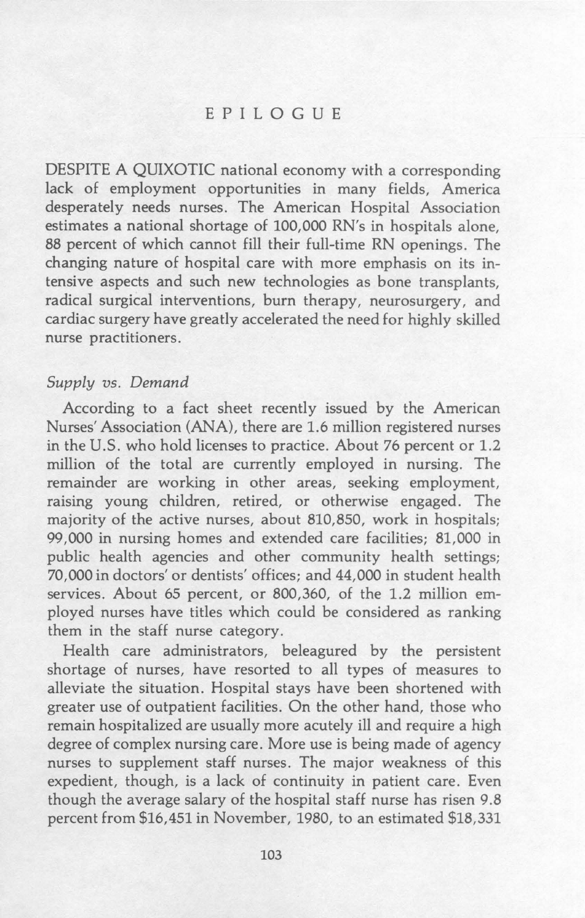# EPILOGUE

DESPITE A QUIXOTIC national economy with a corresponding lack of employment opportunities in many fields, America desperately needs nurses. The American Hospital Association estimates a national shortage of 100,000 RN's in hospitals alone, 88 percent of which cannot fill their full-time RN openings. The changing nature of hospital care with more emphasis on its intensive aspects and such new technologies as bone transplants, radical surgical interventions, burn therapy, neurosurgery, and cardiac surgery have greatly accelerated the need for highly skilled nurse practitioners.

## *Supply vs. Demand*

According to a fact sheet recently issued by the American Nurses' Association (ANA), there are 1.6 million registered nurses in the U.S. who hold licenses to practice. About 76 percent or 1.2 million of the total are currently employed in nursing. The remainder are working in other areas, seeking employment, raising young children, retired, or otherwise engaged. The majority of the active nurses, about 810,850, work in hospitals; 99,000 in nursing homes and extended care facilities; 81,000 in public health agencies and other community health settings; 70,000 in doctors' or dentists' offices; and 44,000 in student health services. About 65 percent, or 800,360, of the 1.2 million employed nurses have titles which could be considered as ranking them in the staff nurse category.

Health care administrators, beleagured by the persistent shortage of nurses, have resorted to all types of measures to alleviate the situation. Hospital stays have been shortened with greater use of outpatient facilities. On the other hand, those who remain hospitalized are usually more acutely ill and require a high degree of complex nursing care. More use is being made of agency nurses to supplement staff nurses. The major weakness of this expedient, though, is a lack of continuity in patient care. Even though the average salary of the hospital staff nurse has risen 9.8 percent from $16,451 in November, 1980, to an estimated $18,331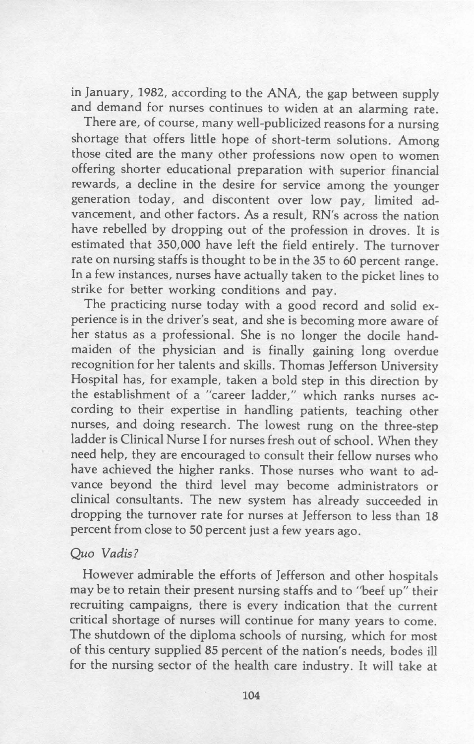in January, 1982, according to the ANA, the gap between supply and demand for nurses continues to widen at an alarming rate.

There are, of course, many well-publicized reasons for a nursing shortage that offers little hope of short-term solutions. Among those cited are the many other professions now open to women offering shorter educational preparation with superior financial rewards, a decline in the desire for service among the younger generation today, and discontent over low pay, limited advancement, and other factors. As a result, RN's across the nation have rebelled by dropping out of the profession in droves. It is estimated that 350,000 have left the field entirely. The turnover rate on nursing staffs is thought to be in the 35 to 60 percent range. In a few instances, nurses have actually taken to the picket lines to strike for better working conditions and pay.

The practicing nurse today with a good record and solid experience is in the driver's seat, and she is becoming more aware of her status as a professional. She is no longer the docile handmaiden of the physician and is finally gaining long overdue recognition for her talents and skills. Thomas Jefferson University Hospital has, for example, taken a bold step in this direction by the establishment of a "career ladder," which ranks nurses according to their expertise in handling patients, teaching other nurses, and doing research. The lowest rung on the three-step ladder is Clinical Nurse I for nurses fresh out of school. When they need help, they are encouraged to consult their fellow nurses who have achieved the higher ranks. Those nurses who want to advance beyond the third level may become administrators or clinical consultants. The new system has already succeeded in dropping the turnover rate for nurses at Jefferson to less than 18 percent from close to 50 percent just a few years ago.

### *Quo Vadis?*

However admirable the efforts of Jefferson and other hospitals may be to retain their present nursing staffs and to "beef up" their recruiting campaigns, there is every indication that the current critical shortage of nurses will continue for many years to come. The shutdown of the diploma schools of nursing, which for most of this century supplied 85 percent of the nation's needs, bodes ill for the nursing sector of the health care industry. It will take at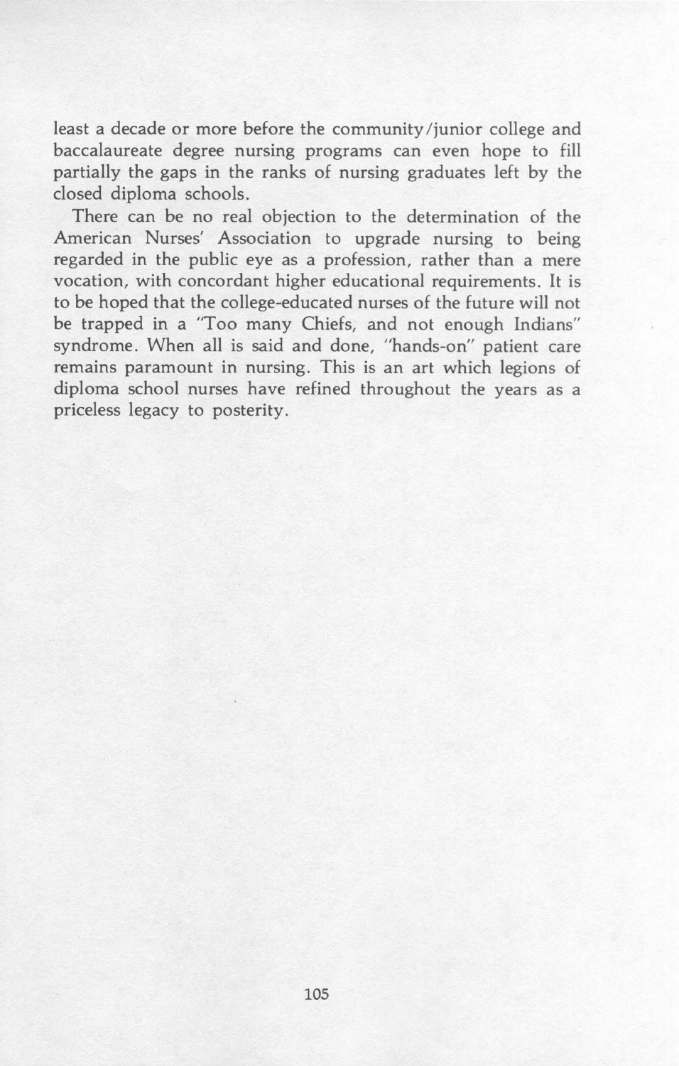least a decade or more before the community/junior college and baccalaureate degree nursing programs can even hope to fill partially the gaps in the ranks of nursing graduates left by the closed diploma schools.

There can be no real objection to the determination of the American Nurses' Association to upgrade nursing to being regarded in the public eye as a profession, rather than a mere vocation, with concordant higher educational requirements. It is to be hoped that the college-educated nurses of the future will not be trapped in a "Too many Chiefs, and not enough Indians" syndrome. When all is said and done, "hands-on" patient care remains paramount in nursing. This is an art which legions of diploma school nurses have refined throughout the years as a priceless legacy to posterity.